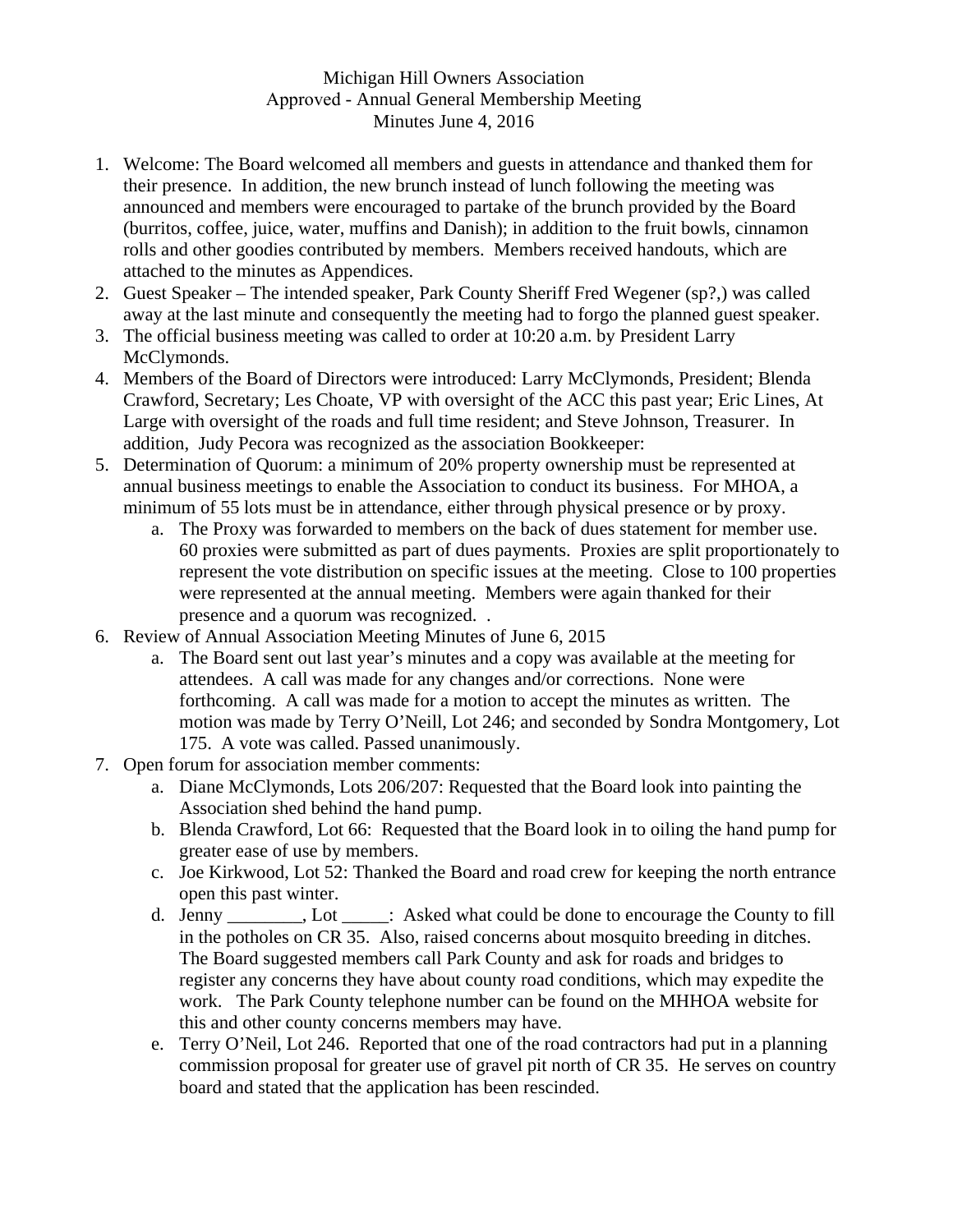Michigan Hill Owners Association
Approved - Annual General Membership Meeting
Minutes June 4, 2016

1. Welcome: The Board welcomed all members and guests in attendance and thanked them for their presence. In addition, the new brunch instead of lunch following the meeting was announced and members were encouraged to partake of the brunch provided by the Board (burritos, coffee, juice, water, muffins and Danish); in addition to the fruit bowls, cinnamon rolls and other goodies contributed by members. Members received handouts, which are attached to the minutes as Appendices.
2. Guest Speaker – The intended speaker, Park County Sheriff Fred Wegener (sp?,) was called away at the last minute and consequently the meeting had to forgo the planned guest speaker.
3. The official business meeting was called to order at 10:20 a.m. by President Larry McClymonds.
4. Members of the Board of Directors were introduced: Larry McClymonds, President; Blenda Crawford, Secretary; Les Choate, VP with oversight of the ACC this past year; Eric Lines, At Large with oversight of the roads and full time resident; and Steve Johnson, Treasurer. In addition, Judy Pecora was recognized as the association Bookkeeper:
5. Determination of Quorum: a minimum of 20% property ownership must be represented at annual business meetings to enable the Association to conduct its business. For MHOA, a minimum of 55 lots must be in attendance, either through physical presence or by proxy.
   a. The Proxy was forwarded to members on the back of dues statement for member use. 60 proxies were submitted as part of dues payments. Proxies are split proportionately to represent the vote distribution on specific issues at the meeting. Close to 100 properties were represented at the annual meeting. Members were again thanked for their presence and a quorum was recognized. .
6. Review of Annual Association Meeting Minutes of June 6, 2015
   a. The Board sent out last year's minutes and a copy was available at the meeting for attendees. A call was made for any changes and/or corrections. None were forthcoming. A call was made for a motion to accept the minutes as written. The motion was made by Terry O'Neill, Lot 246; and seconded by Sondra Montgomery, Lot 175. A vote was called. Passed unanimously.
7. Open forum for association member comments:
   a. Diane McClymonds, Lots 206/207: Requested that the Board look into painting the Association shed behind the hand pump.
   b. Blenda Crawford, Lot 66: Requested that the Board look in to oiling the hand pump for greater ease of use by members.
   c. Joe Kirkwood, Lot 52: Thanked the Board and road crew for keeping the north entrance open this past winter.
   d. Jenny ________, Lot _____: Asked what could be done to encourage the County to fill in the potholes on CR 35. Also, raised concerns about mosquito breeding in ditches. The Board suggested members call Park County and ask for roads and bridges to register any concerns they have about county road conditions, which may expedite the work. The Park County telephone number can be found on the MHHOA website for this and other county concerns members may have.
   e. Terry O'Neil, Lot 246. Reported that one of the road contractors had put in a planning commission proposal for greater use of gravel pit north of CR 35. He serves on country board and stated that the application has been rescinded.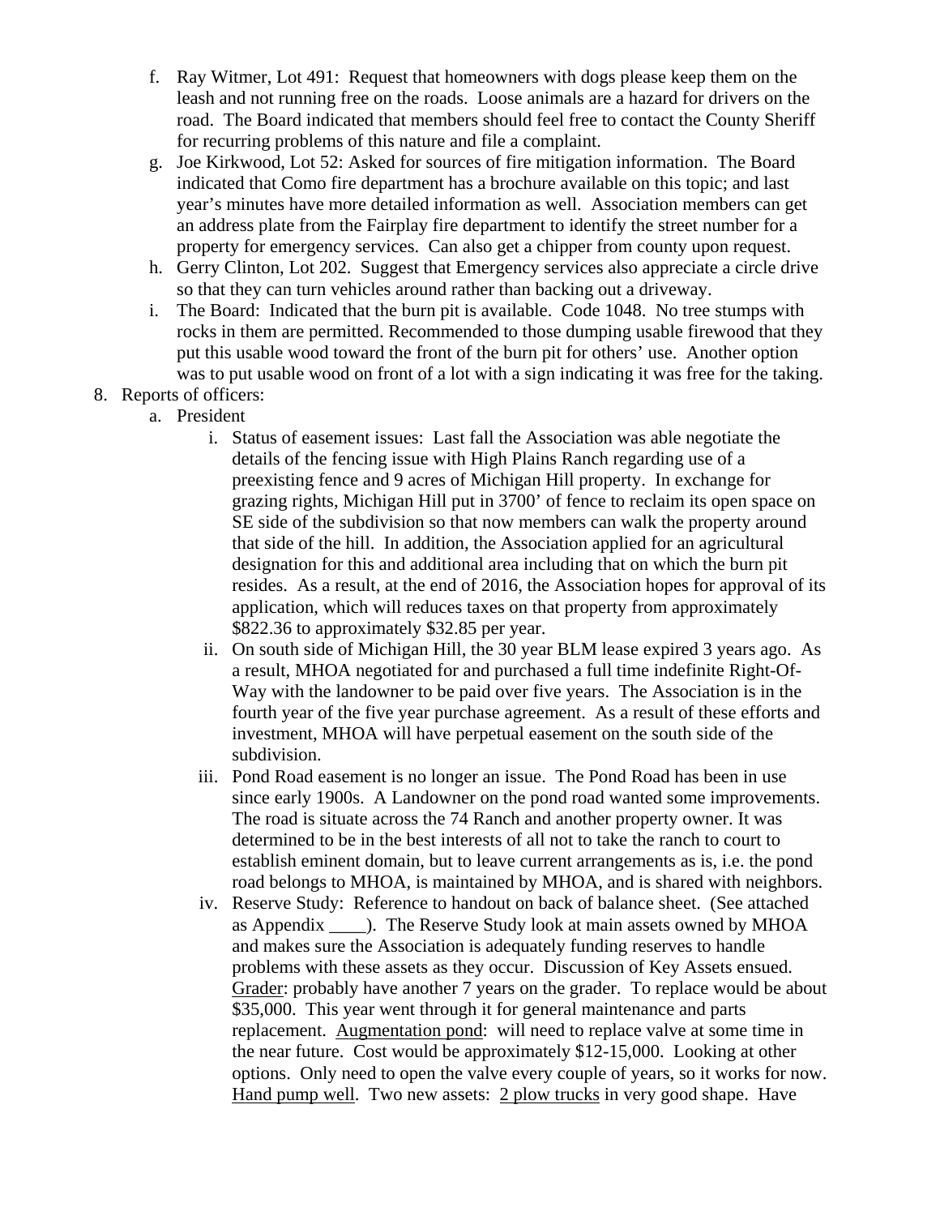f. Ray Witmer, Lot 491: Request that homeowners with dogs please keep them on the leash and not running free on the roads. Loose animals are a hazard for drivers on the road. The Board indicated that members should feel free to contact the County Sheriff for recurring problems of this nature and file a complaint.
g. Joe Kirkwood, Lot 52: Asked for sources of fire mitigation information. The Board indicated that Como fire department has a brochure available on this topic; and last year's minutes have more detailed information as well. Association members can get an address plate from the Fairplay fire department to identify the street number for a property for emergency services. Can also get a chipper from county upon request.
h. Gerry Clinton, Lot 202. Suggest that Emergency services also appreciate a circle drive so that they can turn vehicles around rather than backing out a driveway.
i. The Board: Indicated that the burn pit is available. Code 1048. No tree stumps with rocks in them are permitted. Recommended to those dumping usable firewood that they put this usable wood toward the front of the burn pit for others' use. Another option was to put usable wood on front of a lot with a sign indicating it was free for the taking.

8. Reports of officers:
   a. President
      i. Status of easement issues: Last fall the Association was able negotiate the details of the fencing issue with High Plains Ranch regarding use of a preexisting fence and 9 acres of Michigan Hill property. In exchange for grazing rights, Michigan Hill put in 3700' of fence to reclaim its open space on SE side of the subdivision so that now members can walk the property around that side of the hill. In addition, the Association applied for an agricultural designation for this and additional area including that on which the burn pit resides. As a result, at the end of 2016, the Association hopes for approval of its application, which will reduces taxes on that property from approximately $822.36 to approximately $32.85 per year.
      ii. On south side of Michigan Hill, the 30 year BLM lease expired 3 years ago. As a result, MHOA negotiated for and purchased a full time indefinite Right-Of-Way with the landowner to be paid over five years. The Association is in the fourth year of the five year purchase agreement. As a result of these efforts and investment, MHOA will have perpetual easement on the south side of the subdivision.
      iii. Pond Road easement is no longer an issue. The Pond Road has been in use since early 1900s. A Landowner on the pond road wanted some improvements. The road is situate across the 74 Ranch and another property owner. It was determined to be in the best interests of all not to take the ranch to court to establish eminent domain, but to leave current arrangements as is, i.e. the pond road belongs to MHOA, is maintained by MHOA, and is shared with neighbors.
      iv. Reserve Study: Reference to handout on back of balance sheet. (See attached as Appendix ____). The Reserve Study look at main assets owned by MHOA and makes sure the Association is adequately funding reserves to handle problems with these assets as they occur. Discussion of Key Assets ensued. <u>Grader</u>: probably have another 7 years on the grader. To replace would be about $35,000. This year went through it for general maintenance and parts replacement. <u>Augmentation pond</u>: will need to replace valve at some time in the near future. Cost would be approximately $12-15,000. Looking at other options. Only need to open the valve every couple of years, so it works for now. <u>Hand pump well</u>. Two new assets: <u>2 plow trucks</u> in very good shape. Have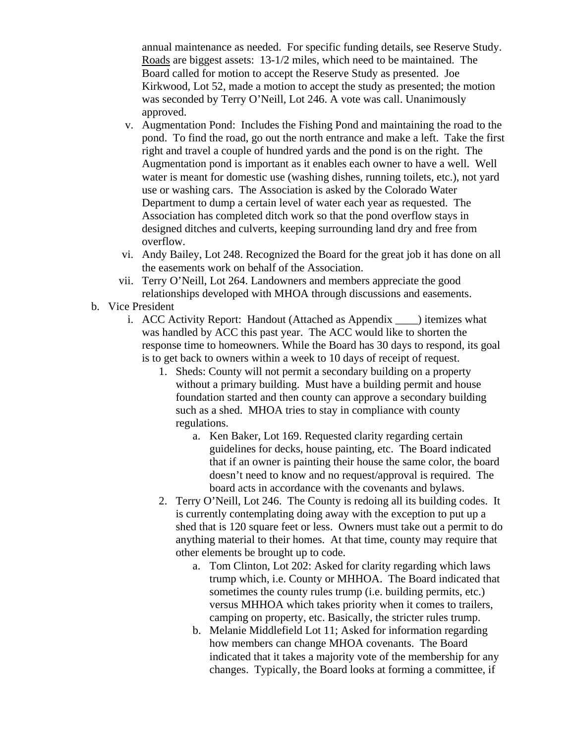annual maintenance as needed. For specific funding details, see Reserve Study. <u>Roads</u> are biggest assets: 13-1/2 miles, which need to be maintained. The Board called for motion to accept the Reserve Study as presented. Joe Kirkwood, Lot 52, made a motion to accept the study as presented; the motion was seconded by Terry O'Neill, Lot 246. A vote was call. Unanimously approved.

v. Augmentation Pond: Includes the Fishing Pond and maintaining the road to the pond. To find the road, go out the north entrance and make a left. Take the first right and travel a couple of hundred yards and the pond is on the right. The Augmentation pond is important as it enables each owner to have a well. Well water is meant for domestic use (washing dishes, running toilets, etc.), not yard use or washing cars. The Association is asked by the Colorado Water Department to dump a certain level of water each year as requested. The Association has completed ditch work so that the pond overflow stays in designed ditches and culverts, keeping surrounding land dry and free from overflow.

vi. Andy Bailey, Lot 248. Recognized the Board for the great job it has done on all the easements work on behalf of the Association.

vii. Terry O'Neill, Lot 264. Landowners and members appreciate the good relationships developed with MHOA through discussions and easements.

b. Vice President

i. ACC Activity Report: Handout (Attached as Appendix ____) itemizes what was handled by ACC this past year. The ACC would like to shorten the response time to homeowners. While the Board has 30 days to respond, its goal is to get back to owners within a week to 10 days of receipt of request.

1. Sheds: County will not permit a secondary building on a property without a primary building. Must have a building permit and house foundation started and then county can approve a secondary building such as a shed. MHOA tries to stay in compliance with county regulations.

   a. Ken Baker, Lot 169. Requested clarity regarding certain guidelines for decks, house painting, etc. The Board indicated that if an owner is painting their house the same color, the board doesn't need to know and no request/approval is required. The board acts in accordance with the covenants and bylaws.

2. Terry O'Neill, Lot 246. The County is redoing all its building codes. It is currently contemplating doing away with the exception to put up a shed that is 120 square feet or less. Owners must take out a permit to do anything material to their homes. At that time, county may require that other elements be brought up to code.

   a. Tom Clinton, Lot 202: Asked for clarity regarding which laws trump which, i.e. County or MHHOA. The Board indicated that sometimes the county rules trump (i.e. building permits, etc.) versus MHHOA which takes priority when it comes to trailers, camping on property, etc. Basically, the stricter rules trump.

   b. Melanie Middlefield Lot 11; Asked for information regarding how members can change MHOA covenants. The Board indicated that it takes a majority vote of the membership for any changes. Typically, the Board looks at forming a committee, if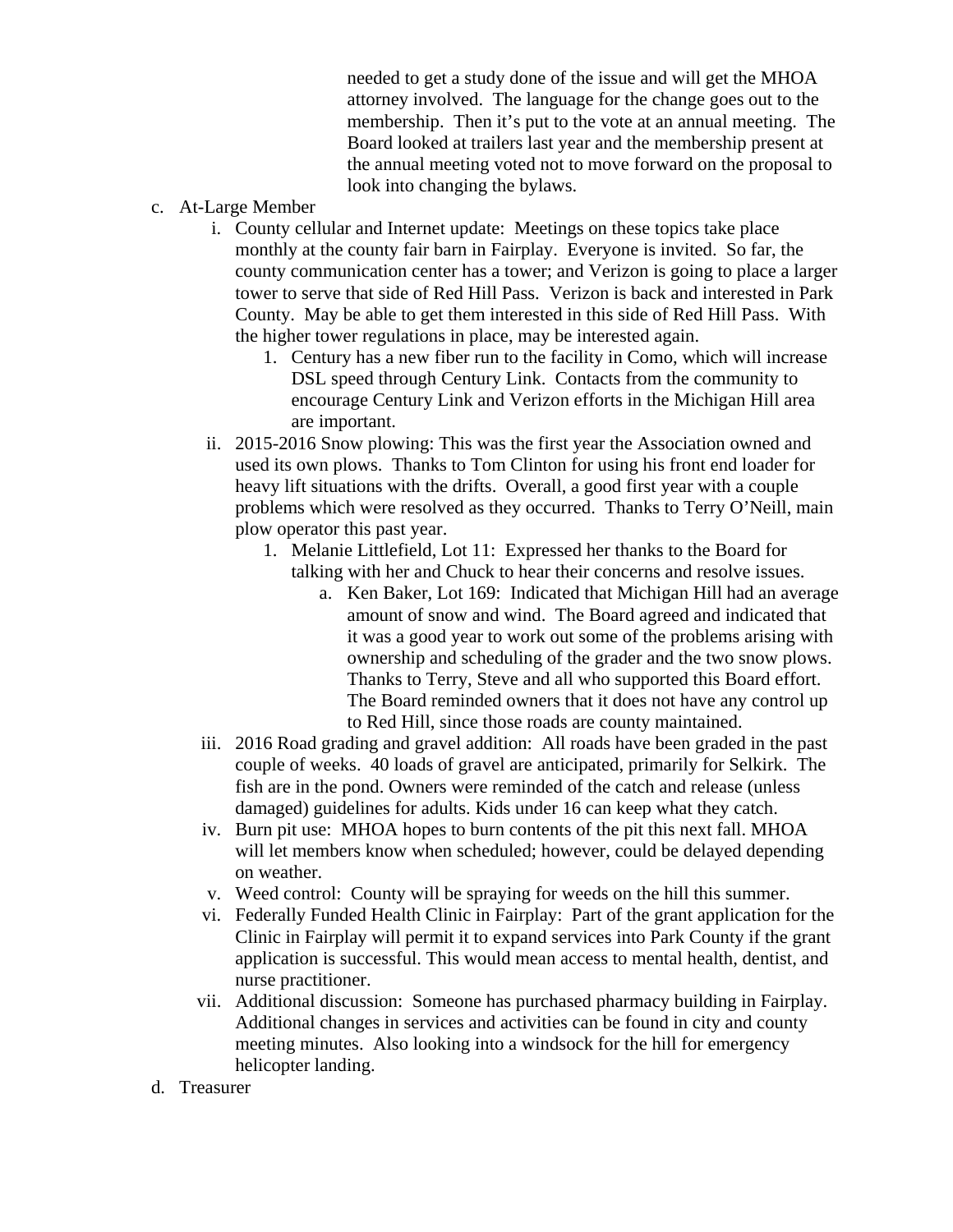needed to get a study done of the issue and will get the MHOA attorney involved. The language for the change goes out to the membership. Then it's put to the vote at an annual meeting. The Board looked at trailers last year and the membership present at the annual meeting voted not to move forward on the proposal to look into changing the bylaws.

c. At-Large Member
    i. County cellular and Internet update: Meetings on these topics take place monthly at the county fair barn in Fairplay. Everyone is invited. So far, the county communication center has a tower; and Verizon is going to place a larger tower to serve that side of Red Hill Pass. Verizon is back and interested in Park County. May be able to get them interested in this side of Red Hill Pass. With the higher tower regulations in place, may be interested again.
        1. Century has a new fiber run to the facility in Como, which will increase DSL speed through Century Link. Contacts from the community to encourage Century Link and Verizon efforts in the Michigan Hill area are important.
    ii. 2015-2016 Snow plowing: This was the first year the Association owned and used its own plows. Thanks to Tom Clinton for using his front end loader for heavy lift situations with the drifts. Overall, a good first year with a couple problems which were resolved as they occurred. Thanks to Terry O'Neill, main plow operator this past year.
        1. Melanie Littlefield, Lot 11: Expressed her thanks to the Board for talking with her and Chuck to hear their concerns and resolve issues.
            a. Ken Baker, Lot 169: Indicated that Michigan Hill had an average amount of snow and wind. The Board agreed and indicated that it was a good year to work out some of the problems arising with ownership and scheduling of the grader and the two snow plows. Thanks to Terry, Steve and all who supported this Board effort. The Board reminded owners that it does not have any control up to Red Hill, since those roads are county maintained.
    iii. 2016 Road grading and gravel addition: All roads have been graded in the past couple of weeks. 40 loads of gravel are anticipated, primarily for Selkirk. The fish are in the pond. Owners were reminded of the catch and release (unless damaged) guidelines for adults. Kids under 16 can keep what they catch.
    iv. Burn pit use: MHOA hopes to burn contents of the pit this next fall. MHOA will let members know when scheduled; however, could be delayed depending on weather.
    v. Weed control: County will be spraying for weeds on the hill this summer.
    vi. Federally Funded Health Clinic in Fairplay: Part of the grant application for the Clinic in Fairplay will permit it to expand services into Park County if the grant application is successful. This would mean access to mental health, dentist, and nurse practitioner.
    vii. Additional discussion: Someone has purchased pharmacy building in Fairplay. Additional changes in services and activities can be found in city and county meeting minutes. Also looking into a windsock for the hill for emergency helicopter landing.

d. Treasurer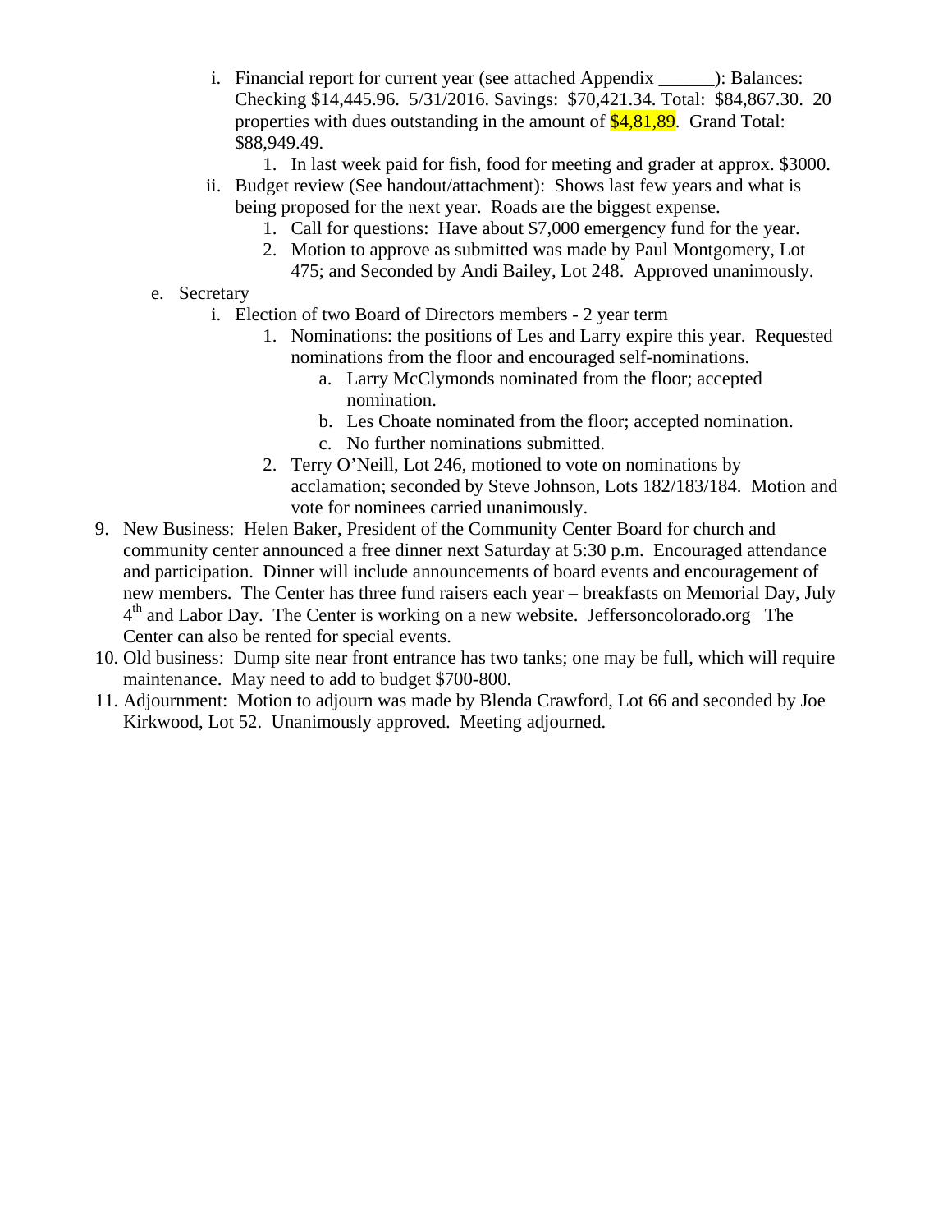i. Financial report for current year (see attached Appendix ______): Balances: Checking $14,445.96. 5/31/2016. Savings: $70,421.34. Total: $84,867.30. 20 properties with dues outstanding in the amount of $4,81,89. Grand Total: $88,949.49.
    1. In last week paid for fish, food for meeting and grader at approx. $3000.

ii. Budget review (See handout/attachment): Shows last few years and what is being proposed for the next year. Roads are the biggest expense.
    1. Call for questions: Have about $7,000 emergency fund for the year.
    2. Motion to approve as submitted was made by Paul Montgomery, Lot 475; and Seconded by Andi Bailey, Lot 248. Approved unanimously.

e. Secretary
    i. Election of two Board of Directors members - 2 year term
        1. Nominations: the positions of Les and Larry expire this year. Requested nominations from the floor and encouraged self-nominations.
            a. Larry McClymonds nominated from the floor; accepted nomination.
            b. Les Choate nominated from the floor; accepted nomination.
            c. No further nominations submitted.
        2. Terry O'Neill, Lot 246, motioned to vote on nominations by acclamation; seconded by Steve Johnson, Lots 182/183/184. Motion and vote for nominees carried unanimously.

9. New Business: Helen Baker, President of the Community Center Board for church and community center announced a free dinner next Saturday at 5:30 p.m. Encouraged attendance and participation. Dinner will include announcements of board events and encouragement of new members. The Center has three fund raisers each year – breakfasts on Memorial Day, July 4th and Labor Day. The Center is working on a new website. Jeffersoncolorado.org The Center can also be rented for special events.
10. Old business: Dump site near front entrance has two tanks; one may be full, which will require maintenance. May need to add to budget $700-800.
11. Adjournment: Motion to adjourn was made by Blenda Crawford, Lot 66 and seconded by Joe Kirkwood, Lot 52. Unanimously approved. Meeting adjourned.